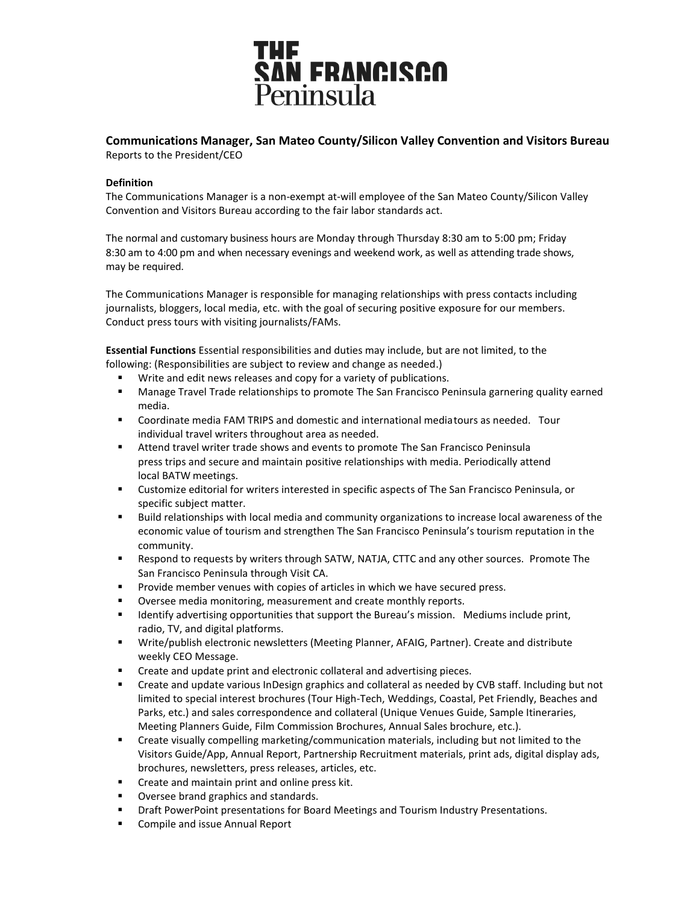# THE SAN FRANCISCO Peninsula

**Communications Manager, San Mateo County/Silicon Valley Convention and Visitors Bureau**
Reports to the President/CEO

**Definition**
The Communications Manager is a non-exempt at-will employee of the San Mateo County/Silicon Valley Convention and Visitors Bureau according to the fair labor standards act.

The normal and customary business hours are Monday through Thursday 8:30 am to 5:00 pm; Friday 8:30 am to 4:00 pm and when necessary evenings and weekend work, as well as attending trade shows, may be required.

The Communications Manager is responsible for managing relationships with press contacts including journalists, bloggers, local media, etc. with the goal of securing positive exposure for our members. Conduct press tours with visiting journalists/FAMs.

**Essential Functions** Essential responsibilities and duties may include, but are not limited, to the following: (Responsibilities are subject to review and change as needed.)

- Write and edit news releases and copy for a variety of publications.
- Manage Travel Trade relationships to promote The San Francisco Peninsula garnering quality earned media.
- Coordinate media FAM TRIPS and domestic and international mediatours as needed. Tour individual travel writers throughout area as needed.
- Attend travel writer trade shows and events to promote The San Francisco Peninsula press trips and secure and maintain positive relationships with media. Periodically attend local BATW meetings.
- Customize editorial for writers interested in specific aspects of The San Francisco Peninsula, or specific subject matter.
- Build relationships with local media and community organizations to increase local awareness of the economic value of tourism and strengthen The San Francisco Peninsula's tourism reputation in the community.
- Respond to requests by writers through SATW, NATJA, CTTC and any other sources. Promote The San Francisco Peninsula through Visit CA.
- Provide member venues with copies of articles in which we have secured press.
- Oversee media monitoring, measurement and create monthly reports.
- Identify advertising opportunities that support the Bureau's mission. Mediums include print, radio, TV, and digital platforms.
- Write/publish electronic newsletters (Meeting Planner, AFAIG, Partner). Create and distribute weekly CEO Message.
- Create and update print and electronic collateral and advertising pieces.
- Create and update various InDesign graphics and collateral as needed by CVB staff. Including but not limited to special interest brochures (Tour High-Tech, Weddings, Coastal, Pet Friendly, Beaches and Parks, etc.) and sales correspondence and collateral (Unique Venues Guide, Sample Itineraries, Meeting Planners Guide, Film Commission Brochures, Annual Sales brochure, etc.).
- Create visually compelling marketing/communication materials, including but not limited to the Visitors Guide/App, Annual Report, Partnership Recruitment materials, print ads, digital display ads, brochures, newsletters, press releases, articles, etc.
- Create and maintain print and online press kit.
- Oversee brand graphics and standards.
- Draft PowerPoint presentations for Board Meetings and Tourism Industry Presentations.
- Compile and issue Annual Report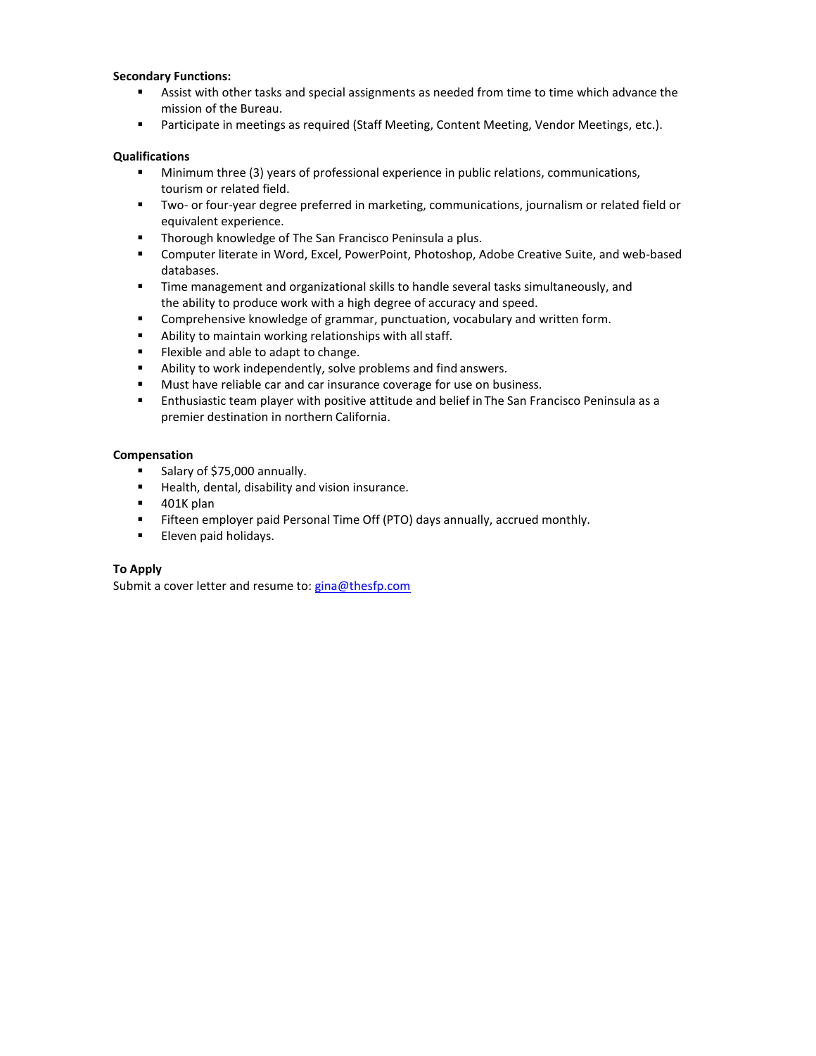**Secondary Functions:**

- Assist with other tasks and special assignments as needed from time to time which advance the mission of the Bureau.
- Participate in meetings as required (Staff Meeting, Content Meeting, Vendor Meetings, etc.).

**Qualifications**

- Minimum three (3) years of professional experience in public relations, communications, tourism or related field.
- Two- or four-year degree preferred in marketing, communications, journalism or related field or equivalent experience.
- Thorough knowledge of The San Francisco Peninsula a plus.
- Computer literate in Word, Excel, PowerPoint, Photoshop, Adobe Creative Suite, and web-based databases.
- Time management and organizational skills to handle several tasks simultaneously, and the ability to produce work with a high degree of accuracy and speed.
- Comprehensive knowledge of grammar, punctuation, vocabulary and written form.
- Ability to maintain working relationships with all staff.
- Flexible and able to adapt to change.
- Ability to work independently, solve problems and find answers.
- Must have reliable car and car insurance coverage for use on business.
- Enthusiastic team player with positive attitude and belief in The San Francisco Peninsula as a premier destination in northern California.

**Compensation**

- Salary of $75,000 annually.
- Health, dental, disability and vision insurance.
- 401K plan
- Fifteen employer paid Personal Time Off (PTO) days annually, accrued monthly.
- Eleven paid holidays.

**To Apply**

Submit a cover letter and resume to: gina@thesfp.com